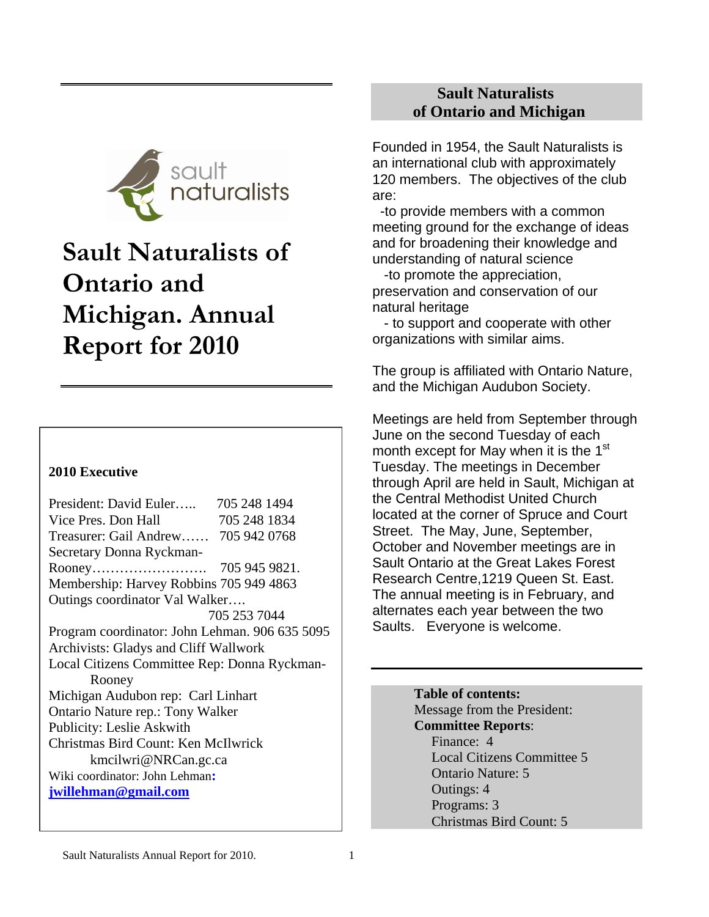# Sault Naturalists of Ontario and Michigan. Annual Report for 2010

**2010 Executive**

President: David Euler….. 705 248 1494
Vice Pres. Don Hall 705 248 1834
Treasurer: Gail Andrew…… 705 942 0768
Secretary Donna Ryckman-Rooney……………………. 705 945 9821.
Membership: Harvey Robbins 705 949 4863
Outings coordinator Val Walker…. 705 253 7044
Program coordinator: John Lehman. 906 635 5095
Archivists: Gladys and Cliff Wallwork
Local Citizens Committee Rep: Donna Ryckman-Rooney
Michigan Audubon rep: Carl Linhart
Ontario Nature rep.: Tony Walker
Publicity: Leslie Askwith
Christmas Bird Count: Ken McIlwrick kmcilwri@NRCan.gc.ca
Wiki coordinator: John Lehman**:** **jwillehman@gmail.com**

## Sault Naturalists of Ontario and Michigan

Founded in 1954, the Sault Naturalists is an international club with approximately 120 members. The objectives of the club are:

-to provide members with a common meeting ground for the exchange of ideas and for broadening their knowledge and understanding of natural science

-to promote the appreciation, preservation and conservation of our natural heritage

- to support and cooperate with other organizations with similar aims.

The group is affiliated with Ontario Nature, and the Michigan Audubon Society.

Meetings are held from September through June on the second Tuesday of each month except for May when it is the 1st Tuesday. The meetings in December through April are held in Sault, Michigan at the Central Methodist United Church located at the corner of Spruce and Court Street. The May, June, September, October and November meetings are in Sault Ontario at the Great Lakes Forest Research Centre,1219 Queen St. East. The annual meeting is in February, and alternates each year between the two Saults. Everyone is welcome.

**Table of contents:**
Message from the President:
**Committee Reports**:
- Finance: 4
- Local Citizens Committee 5
- Ontario Nature: 5
- Outings: 4
- Programs: 3
- Christmas Bird Count: 5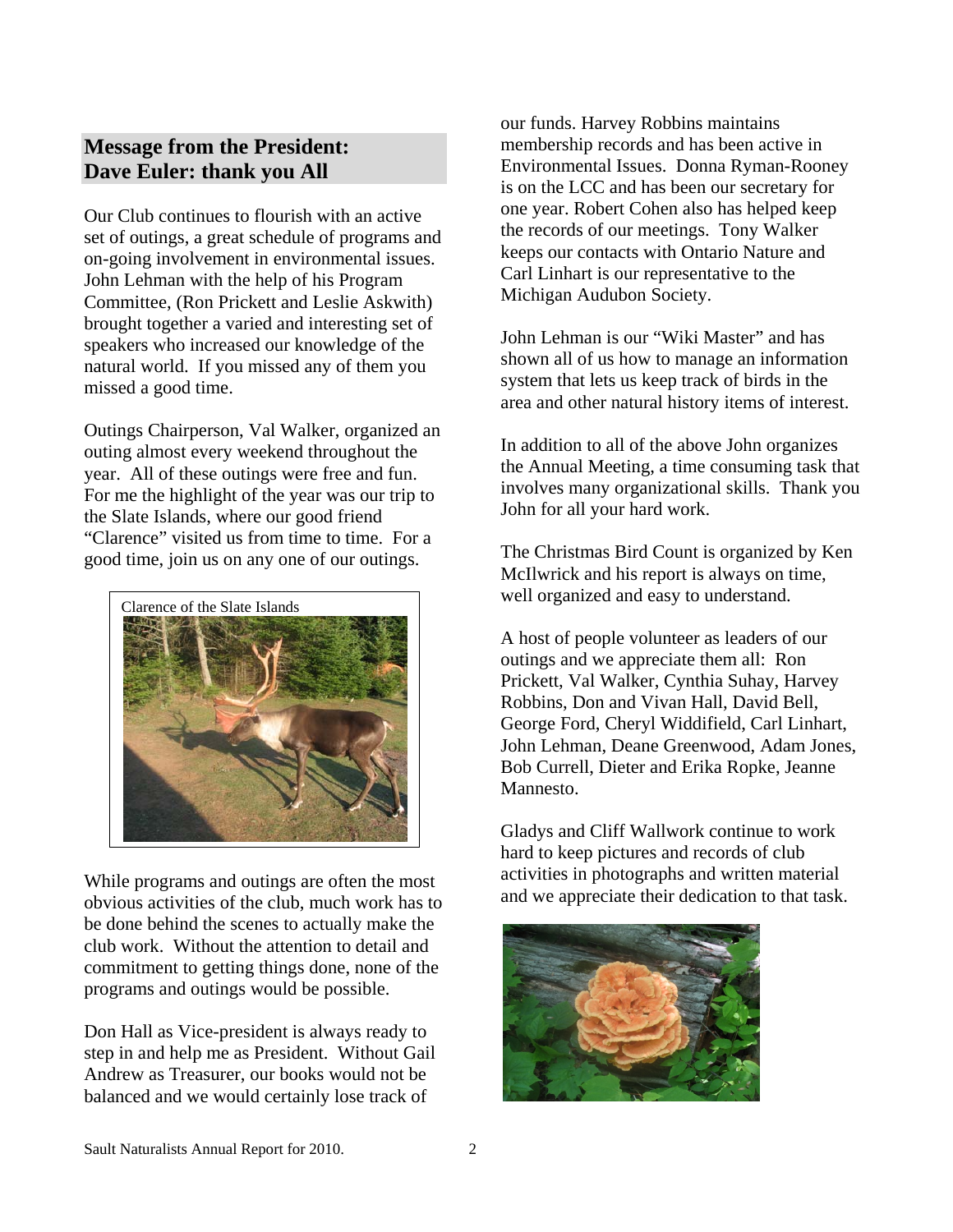## Message from the President: Dave Euler: thank you All

Our Club continues to flourish with an active set of outings, a great schedule of programs and on-going involvement in environmental issues. John Lehman with the help of his Program Committee, (Ron Prickett and Leslie Askwith) brought together a varied and interesting set of speakers who increased our knowledge of the natural world. If you missed any of them you missed a good time.

Outings Chairperson, Val Walker, organized an outing almost every weekend throughout the year. All of these outings were free and fun. For me the highlight of the year was our trip to the Slate Islands, where our good friend "Clarence" visited us from time to time. For a good time, join us on any one of our outings.

Clarence of the Slate Islands

While programs and outings are often the most obvious activities of the club, much work has to be done behind the scenes to actually make the club work. Without the attention to detail and commitment to getting things done, none of the programs and outings would be possible.

Don Hall as Vice-president is always ready to step in and help me as President. Without Gail Andrew as Treasurer, our books would not be balanced and we would certainly lose track of our funds. Harvey Robbins maintains membership records and has been active in Environmental Issues. Donna Ryman-Rooney is on the LCC and has been our secretary for one year. Robert Cohen also has helped keep the records of our meetings. Tony Walker keeps our contacts with Ontario Nature and Carl Linhart is our representative to the Michigan Audubon Society.

John Lehman is our "Wiki Master" and has shown all of us how to manage an information system that lets us keep track of birds in the area and other natural history items of interest.

In addition to all of the above John organizes the Annual Meeting, a time consuming task that involves many organizational skills. Thank you John for all your hard work.

The Christmas Bird Count is organized by Ken McIlwrick and his report is always on time, well organized and easy to understand.

A host of people volunteer as leaders of our outings and we appreciate them all: Ron Prickett, Val Walker, Cynthia Suhay, Harvey Robbins, Don and Vivan Hall, David Bell, George Ford, Cheryl Widdifield, Carl Linhart, John Lehman, Deane Greenwood, Adam Jones, Bob Currell, Dieter and Erika Ropke, Jeanne Mannesto.

Gladys and Cliff Wallwork continue to work hard to keep pictures and records of club activities in photographs and written material and we appreciate their dedication to that task.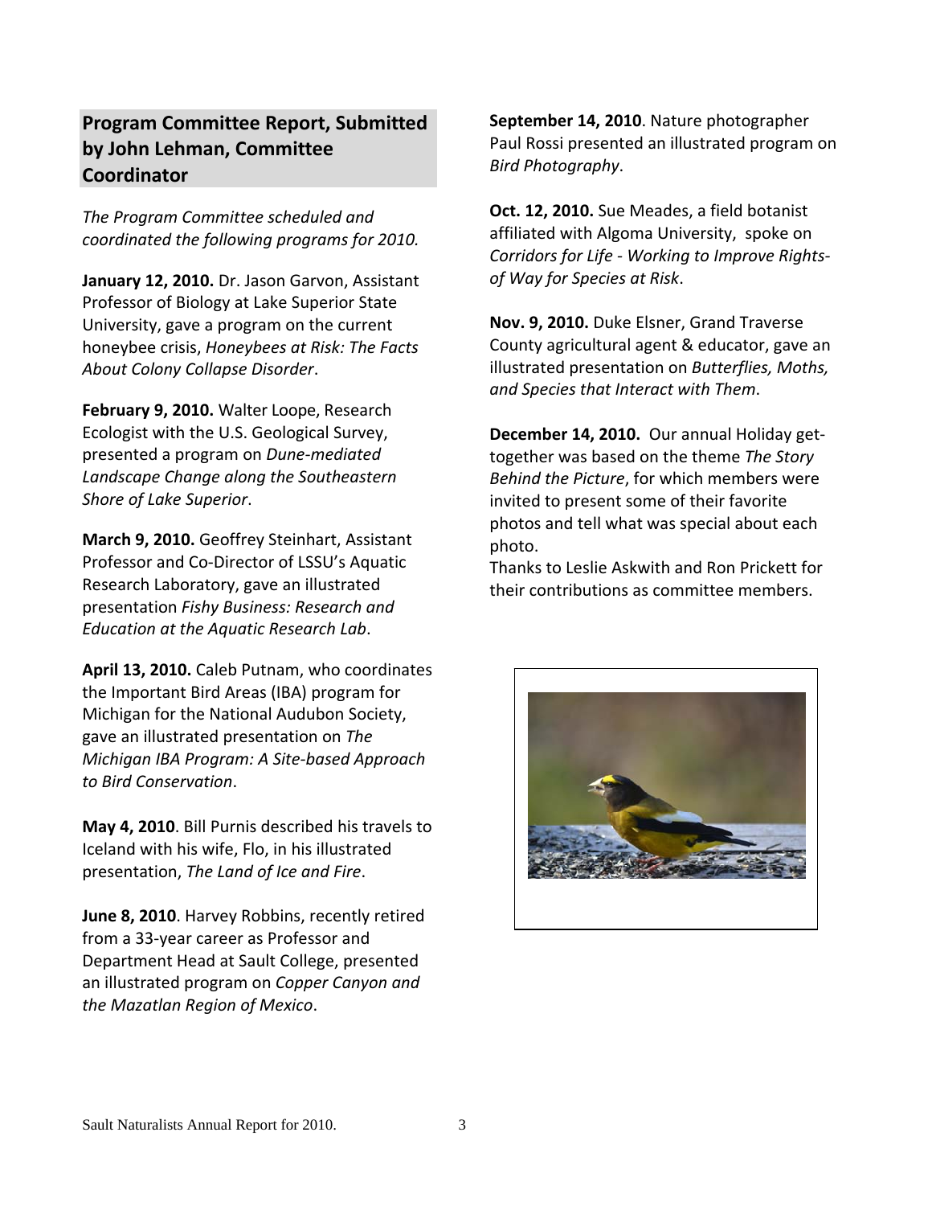## Program Committee Report, Submitted by John Lehman, Committee Coordinator

*The Program Committee scheduled and coordinated the following programs for 2010.*

**January 12, 2010.** Dr. Jason Garvon, Assistant Professor of Biology at Lake Superior State University, gave a program on the current honeybee crisis, *Honeybees at Risk: The Facts About Colony Collapse Disorder*.

**February 9, 2010.** Walter Loope, Research Ecologist with the U.S. Geological Survey, presented a program on *Dune-mediated Landscape Change along the Southeastern Shore of Lake Superior*.

**March 9, 2010.** Geoffrey Steinhart, Assistant Professor and Co-Director of LSSU's Aquatic Research Laboratory, gave an illustrated presentation *Fishy Business: Research and Education at the Aquatic Research Lab*.

**April 13, 2010.** Caleb Putnam, who coordinates the Important Bird Areas (IBA) program for Michigan for the National Audubon Society, gave an illustrated presentation on *The Michigan IBA Program: A Site-based Approach to Bird Conservation*.

**May 4, 2010**. Bill Purnis described his travels to Iceland with his wife, Flo, in his illustrated presentation, *The Land of Ice and Fire*.

**June 8, 2010**. Harvey Robbins, recently retired from a 33-year career as Professor and Department Head at Sault College, presented an illustrated program on *Copper Canyon and the Mazatlan Region of Mexico*.

**September 14, 2010**. Nature photographer Paul Rossi presented an illustrated program on *Bird Photography*.

**Oct. 12, 2010.** Sue Meades, a field botanist affiliated with Algoma University, spoke on *Corridors for Life - Working to Improve Rights-of Way for Species at Risk*.

**Nov. 9, 2010.** Duke Elsner, Grand Traverse County agricultural agent & educator, gave an illustrated presentation on *Butterflies, Moths, and Species that Interact with Them*.

**December 14, 2010.** Our annual Holiday get-together was based on the theme *The Story Behind the Picture*, for which members were invited to present some of their favorite photos and tell what was special about each photo.

Thanks to Leslie Askwith and Ron Prickett for their contributions as committee members.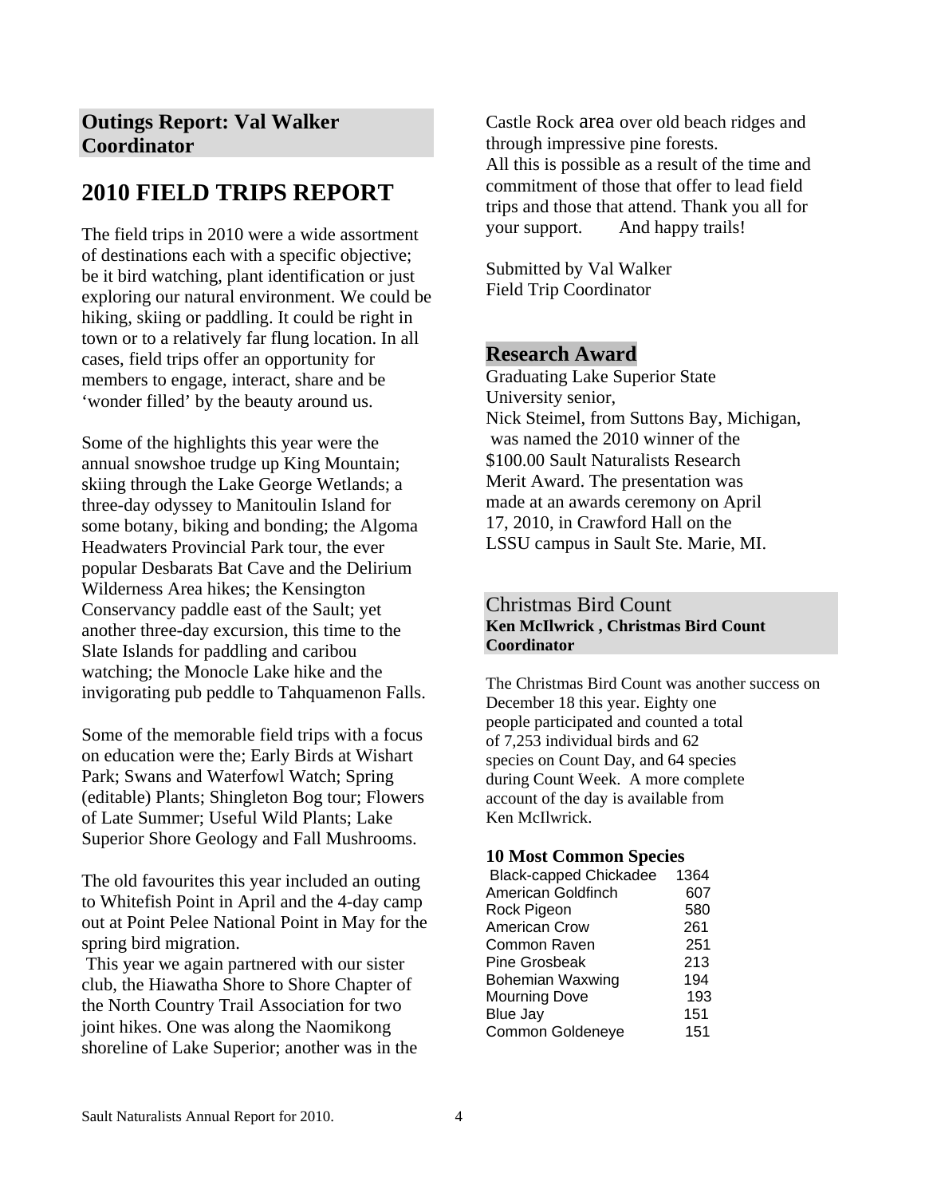## Outings Report: Val Walker Coordinator

# 2010 FIELD TRIPS REPORT

The field trips in 2010 were a wide assortment of destinations each with a specific objective; be it bird watching, plant identification or just exploring our natural environment. We could be hiking, skiing or paddling. It could be right in town or to a relatively far flung location. In all cases, field trips offer an opportunity for members to engage, interact, share and be 'wonder filled' by the beauty around us.

Some of the highlights this year were the annual snowshoe trudge up King Mountain; skiing through the Lake George Wetlands; a three-day odyssey to Manitoulin Island for some botany, biking and bonding; the Algoma Headwaters Provincial Park tour, the ever popular Desbarats Bat Cave and the Delirium Wilderness Area hikes; the Kensington Conservancy paddle east of the Sault; yet another three-day excursion, this time to the Slate Islands for paddling and caribou watching; the Monocle Lake hike and the invigorating pub peddle to Tahquamenon Falls.

Some of the memorable field trips with a focus on education were the; Early Birds at Wishart Park; Swans and Waterfowl Watch; Spring (editable) Plants; Shingleton Bog tour; Flowers of Late Summer; Useful Wild Plants; Lake Superior Shore Geology and Fall Mushrooms.

The old favourites this year included an outing to Whitefish Point in April and the 4-day camp out at Point Pelee National Point in May for the spring bird migration.

This year we again partnered with our sister club, the Hiawatha Shore to Shore Chapter of the North Country Trail Association for two joint hikes. One was along the Naomikong shoreline of Lake Superior; another was in the Castle Rock area over old beach ridges and through impressive pine forests.

All this is possible as a result of the time and commitment of those that offer to lead field trips and those that attend. Thank you all for your support. And happy trails!

Submitted by Val Walker
Field Trip Coordinator

## Research Award

Graduating Lake Superior State University senior,
Nick Steimel, from Suttons Bay, Michigan, was named the 2010 winner of the $100.00 Sault Naturalists Research Merit Award. The presentation was made at an awards ceremony on April 17, 2010, in Crawford Hall on the LSSU campus in Sault Ste. Marie, MI.

## Christmas Bird Count

**Ken McIlwrick , Christmas Bird Count Coordinator**

The Christmas Bird Count was another success on December 18 this year. Eighty one people participated and counted a total of 7,253 individual birds and 62 species on Count Day, and 64 species during Count Week. A more complete account of the day is available from Ken McIlwrick.

**10 Most Common Species**

| Species | Count |
|---|---|
| Black-capped Chickadee | 1364 |
| American Goldfinch | 607 |
| Rock Pigeon | 580 |
| American Crow | 261 |
| Common Raven | 251 |
| Pine Grosbeak | 213 |
| Bohemian Waxwing | 194 |
| Mourning Dove | 193 |
| Blue Jay | 151 |
| Common Goldeneye | 151 |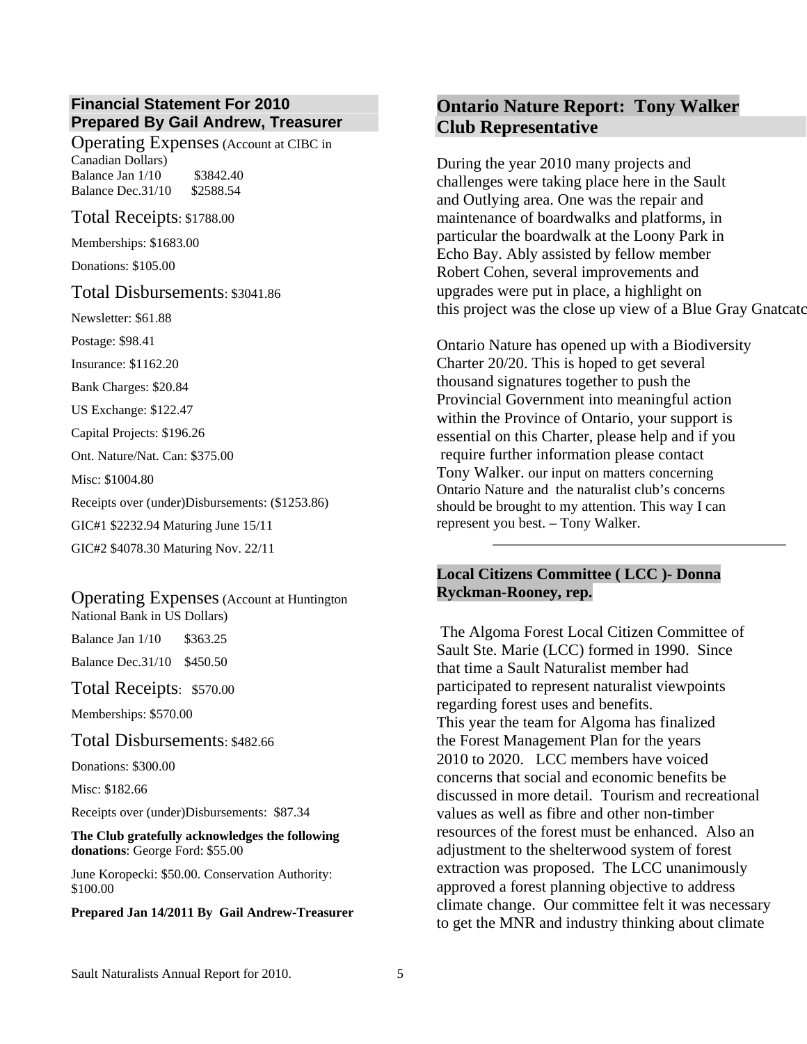## Financial Statement For 2010
## Prepared By Gail Andrew, Treasurer

Operating Expenses (Account at CIBC in Canadian Dollars)
Balance Jan 1/10 $3842.40
Balance Dec.31/10 $2588.54

Total Receipts: $1788.00

Memberships: $1683.00

Donations: $105.00

Total Disbursements: $3041.86

Newsletter: $61.88

Postage: $98.41

Insurance: $1162.20

Bank Charges: $20.84

US Exchange: $122.47

Capital Projects: $196.26

Ont. Nature/Nat. Can: $375.00

Misc: $1004.80

Receipts over (under)Disbursements: ($1253.86)

GIC#1 $2232.94 Maturing June 15/11

GIC#2 $4078.30 Maturing Nov. 22/11

Operating Expenses (Account at Huntington National Bank in US Dollars)

Balance Jan 1/10 $363.25

Balance Dec.31/10 $450.50

Total Receipts: $570.00

Memberships: $570.00

Total Disbursements: $482.66

Donations: $300.00

Misc: $182.66

Receipts over (under)Disbursements: $87.34

**The Club gratefully acknowledges the following donations**: George Ford: $55.00

June Koropecki: $50.00. Conservation Authority: $100.00

**Prepared Jan 14/2011 By Gail Andrew-Treasurer**

## Ontario Nature Report: Tony Walker Club Representative

During the year 2010 many projects and challenges were taking place here in the Sault and Outlying area. One was the repair and maintenance of boardwalks and platforms, in particular the boardwalk at the Loony Park in Echo Bay. Ably assisted by fellow member Robert Cohen, several improvements and upgrades were put in place, a highlight on this project was the close up view of a Blue Gray Gnatcatc

Ontario Nature has opened up with a Biodiversity Charter 20/20. This is hoped to get several thousand signatures together to push the Provincial Government into meaningful action within the Province of Ontario, your support is essential on this Charter, please help and if you require further information please contact Tony Walker. our input on matters concerning Ontario Nature and the naturalist club's concerns should be brought to my attention. This way I can represent you best. – Tony Walker.

---

## Local Citizens Committee ( LCC )- Donna Ryckman-Rooney, rep.

The Algoma Forest Local Citizen Committee of Sault Ste. Marie (LCC) formed in 1990. Since that time a Sault Naturalist member had participated to represent naturalist viewpoints regarding forest uses and benefits.
This year the team for Algoma has finalized the Forest Management Plan for the years 2010 to 2020. LCC members have voiced concerns that social and economic benefits be discussed in more detail. Tourism and recreational values as well as fibre and other non-timber resources of the forest must be enhanced. Also an adjustment to the shelterwood system of forest extraction was proposed. The LCC unanimously approved a forest planning objective to address climate change. Our committee felt it was necessary to get the MNR and industry thinking about climate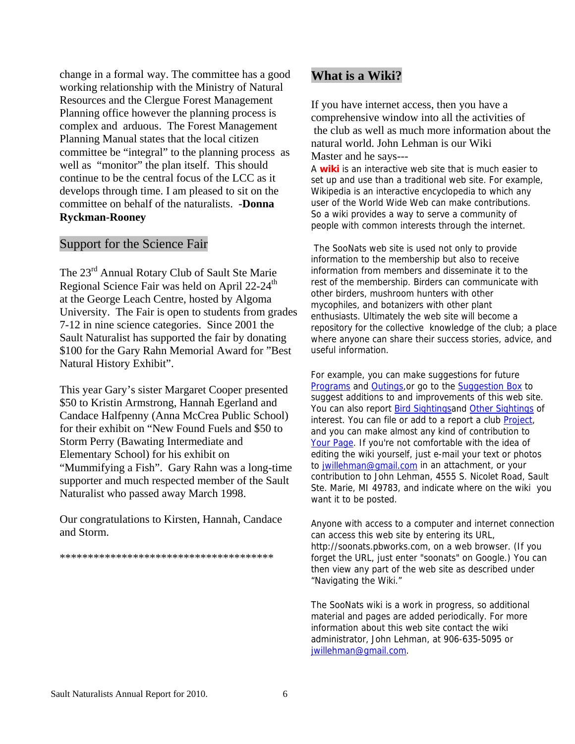change in a formal way. The committee has a good working relationship with the Ministry of Natural Resources and the Clergue Forest Management Planning office however the planning process is complex and arduous. The Forest Management Planning Manual states that the local citizen committee be "integral" to the planning process as well as "monitor" the plan itself. This should continue to be the central focus of the LCC as it develops through time. I am pleased to sit on the committee on behalf of the naturalists. -**Donna Ryckman-Rooney**

## Support for the Science Fair

The 23rd Annual Rotary Club of Sault Ste Marie Regional Science Fair was held on April 22-24th at the George Leach Centre, hosted by Algoma University. The Fair is open to students from grades 7-12 in nine science categories. Since 2001 the Sault Naturalist has supported the fair by donating $100 for the Gary Rahn Memorial Award for "Best Natural History Exhibit".

This year Gary's sister Margaret Cooper presented $50 to Kristin Armstrong, Hannah Egerland and Candace Halfpenny (Anna McCrea Public School) for their exhibit on "New Found Fuels and $50 to Storm Perry (Bawating Intermediate and Elementary School) for his exhibit on "Mummifying a Fish". Gary Rahn was a long-time supporter and much respected member of the Sault Naturalist who passed away March 1998.

Our congratulations to Kirsten, Hannah, Candace and Storm.

*************************************

## What is a Wiki?

If you have internet access, then you have a comprehensive window into all the activities of the club as well as much more information about the natural world. John Lehman is our Wiki Master and he says---

A **wiki** is an interactive web site that is much easier to set up and use than a traditional web site. For example, Wikipedia is an interactive encyclopedia to which any user of the World Wide Web can make contributions. So a wiki provides a way to serve a community of people with common interests through the internet.

The SooNats web site is used not only to provide information to the membership but also to receive information from members and disseminate it to the rest of the membership. Birders can communicate with other birders, mushroom hunters with other mycophiles, and botanizers with other plant enthusiasts. Ultimately the web site will become a repository for the collective knowledge of the club; a place where anyone can share their success stories, advice, and useful information.

For example, you can make suggestions for future Programs and Outings,or go to the Suggestion Box to suggest additions to and improvements of this web site. You can also report Bird Sightingsand Other Sightings of interest. You can file or add to a report a club Project, and you can make almost any kind of contribution to Your Page. If you're not comfortable with the idea of editing the wiki yourself, just e-mail your text or photos to jwillehman@gmail.com in an attachment, or your contribution to John Lehman, 4555 S. Nicolet Road, Sault Ste. Marie, MI 49783, and indicate where on the wiki you want it to be posted.

Anyone with access to a computer and internet connection can access this web site by entering its URL, http://soonats.pbworks.com, on a web browser. (If you forget the URL, just enter "soonats" on Google.) You can then view any part of the web site as described under "Navigating the Wiki."

The SooNats wiki is a work in progress, so additional material and pages are added periodically. For more information about this web site contact the wiki administrator, John Lehman, at 906-635-5095 or jwillehman@gmail.com.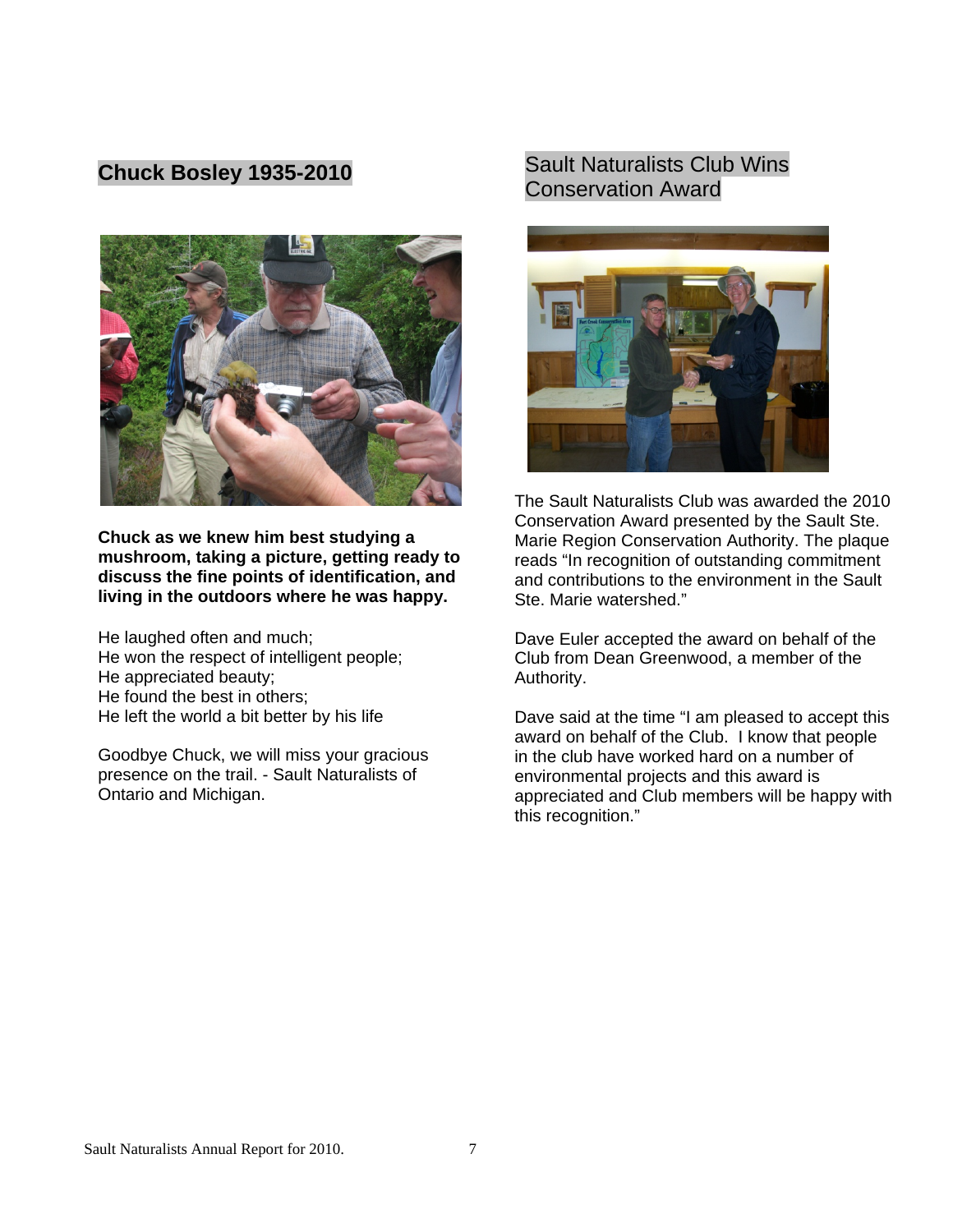## Chuck Bosley 1935-2010

**Chuck as we knew him best studying a mushroom, taking a picture, getting ready to discuss the fine points of identification, and living in the outdoors where he was happy.**

He laughed often and much;  
He won the respect of intelligent people;  
He appreciated beauty;  
He found the best in others;  
He left the world a bit better by his life

Goodbye Chuck, we will miss your gracious presence on the trail. - Sault Naturalists of Ontario and Michigan.

## Sault Naturalists Club Wins Conservation Award

The Sault Naturalists Club was awarded the 2010 Conservation Award presented by the Sault Ste. Marie Region Conservation Authority. The plaque reads "In recognition of outstanding commitment and contributions to the environment in the Sault Ste. Marie watershed."

Dave Euler accepted the award on behalf of the Club from Dean Greenwood, a member of the Authority.

Dave said at the time "I am pleased to accept this award on behalf of the Club. I know that people in the club have worked hard on a number of environmental projects and this award is appreciated and Club members will be happy with this recognition."